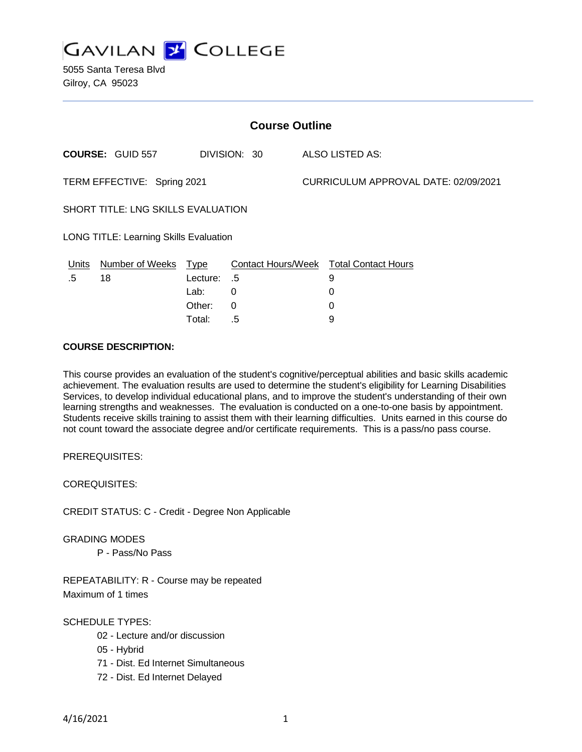GAVILAN COLLEGE

5055 Santa Teresa Blvd
Gilroy, CA 95023

## Course Outline

**COURSE:** GUID 557 DIVISION: 30 ALSO LISTED AS:

TERM EFFECTIVE: Spring 2021 CURRICULUM APPROVAL DATE: 02/09/2021

SHORT TITLE: LNG SKILLS EVALUATION

LONG TITLE: Learning Skills Evaluation

| Units | Number of Weeks | Type | Contact Hours/Week | Total Contact Hours |
|---|---|---|---|---|
| .5 | 18 | Lecture: | .5 | 9 |
| | | Lab: | 0 | 0 |
| | | Other: | 0 | 0 |
| | | Total: | .5 | 9 |

**COURSE DESCRIPTION:**

This course provides an evaluation of the student's cognitive/perceptual abilities and basic skills academic achievement. The evaluation results are used to determine the student's eligibility for Learning Disabilities Services, to develop individual educational plans, and to improve the student's understanding of their own learning strengths and weaknesses. The evaluation is conducted on a one-to-one basis by appointment. Students receive skills training to assist them with their learning difficulties. Units earned in this course do not count toward the associate degree and/or certificate requirements. This is a pass/no pass course.

PREREQUISITES:

COREQUISITES:

CREDIT STATUS: C - Credit - Degree Non Applicable

GRADING MODES

P - Pass/No Pass

REPEATABILITY: R - Course may be repeated
Maximum of 1 times

SCHEDULE TYPES:

02 - Lecture and/or discussion
05 - Hybrid
71 - Dist. Ed Internet Simultaneous
72 - Dist. Ed Internet Delayed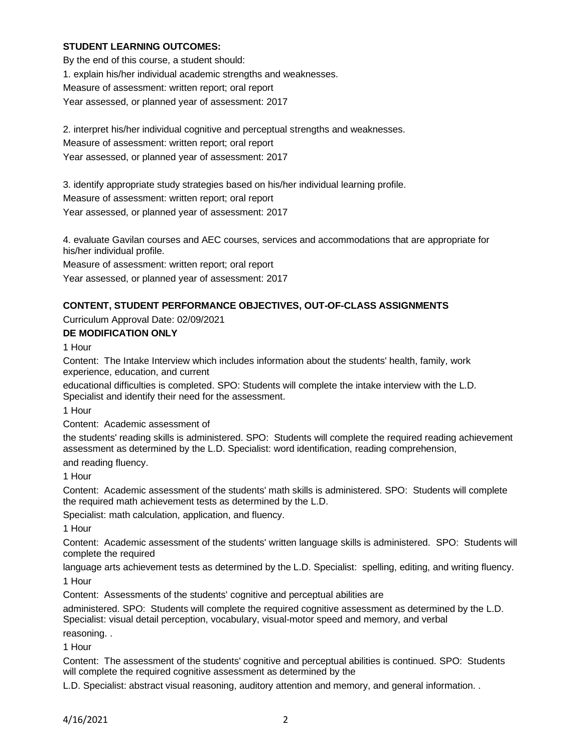**STUDENT LEARNING OUTCOMES:**

By the end of this course, a student should:

1. explain his/her individual academic strengths and weaknesses.

Measure of assessment: written report; oral report

Year assessed, or planned year of assessment: 2017

2. interpret his/her individual cognitive and perceptual strengths and weaknesses.

Measure of assessment: written report; oral report

Year assessed, or planned year of assessment: 2017

3. identify appropriate study strategies based on his/her individual learning profile.

Measure of assessment: written report; oral report

Year assessed, or planned year of assessment: 2017

4. evaluate Gavilan courses and AEC courses, services and accommodations that are appropriate for his/her individual profile.

Measure of assessment: written report; oral report

Year assessed, or planned year of assessment: 2017

**CONTENT, STUDENT PERFORMANCE OBJECTIVES, OUT-OF-CLASS ASSIGNMENTS**

Curriculum Approval Date: 02/09/2021

**DE MODIFICATION ONLY**

1 Hour

Content: The Intake Interview which includes information about the students' health, family, work experience, education, and current educational difficulties is completed. SPO: Students will complete the intake interview with the L.D. Specialist and identify their need for the assessment.

1 Hour

Content: Academic assessment of the students' reading skills is administered. SPO: Students will complete the required reading achievement assessment as determined by the L.D. Specialist: word identification, reading comprehension, and reading fluency.

1 Hour

Content: Academic assessment of the students' math skills is administered. SPO: Students will complete the required math achievement tests as determined by the L.D. Specialist: math calculation, application, and fluency.

1 Hour

Content: Academic assessment of the students' written language skills is administered. SPO: Students will complete the required language arts achievement tests as determined by the L.D. Specialist: spelling, editing, and writing fluency.

1 Hour

Content: Assessments of the students' cognitive and perceptual abilities are administered. SPO: Students will complete the required cognitive assessment as determined by the L.D. Specialist: visual detail perception, vocabulary, visual-motor speed and memory, and verbal reasoning. .

1 Hour

Content: The assessment of the students' cognitive and perceptual abilities is continued. SPO: Students will complete the required cognitive assessment as determined by the L.D. Specialist: abstract visual reasoning, auditory attention and memory, and general information. .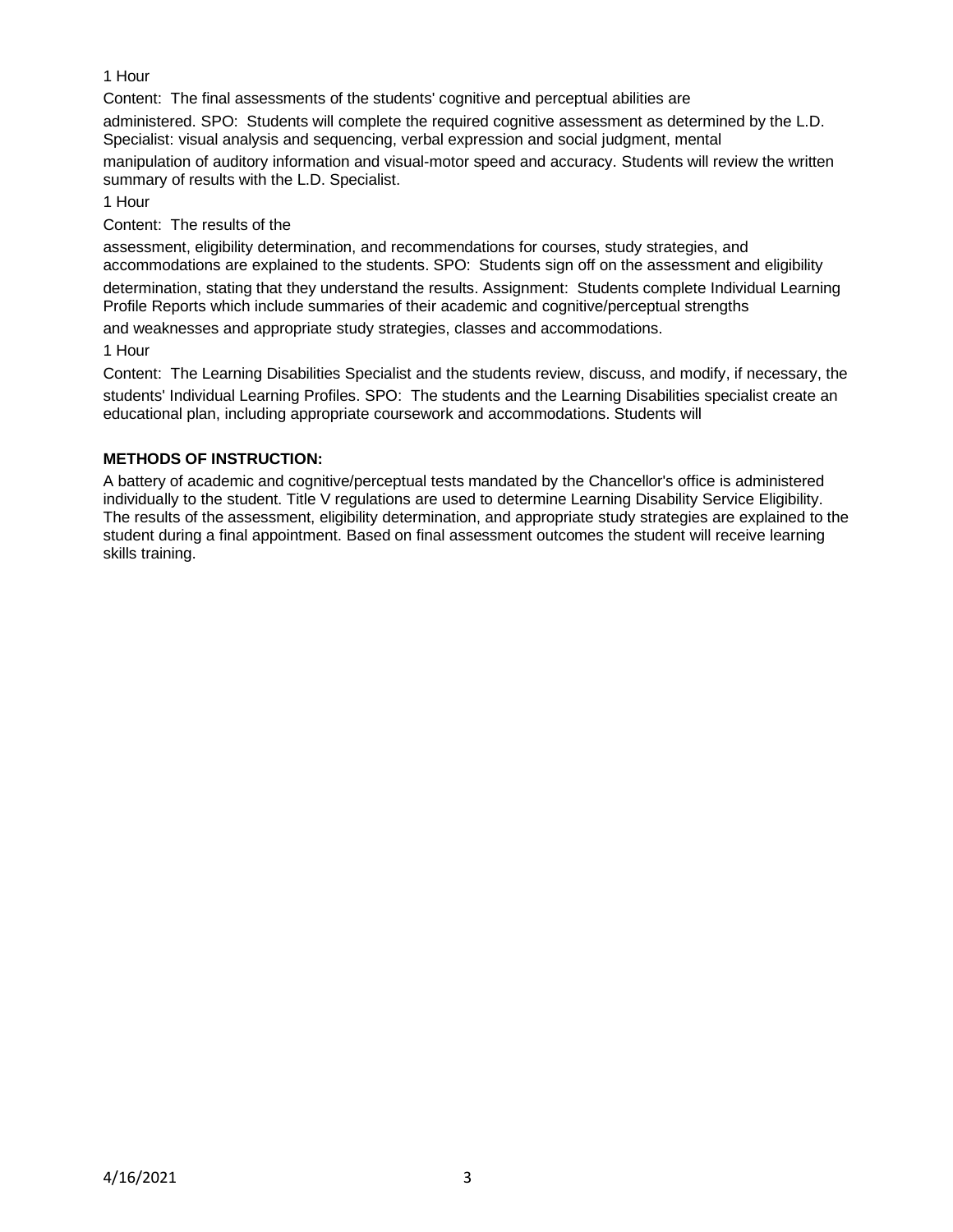1 Hour

Content: The final assessments of the students' cognitive and perceptual abilities are administered. SPO: Students will complete the required cognitive assessment as determined by the L.D. Specialist: visual analysis and sequencing, verbal expression and social judgment, mental manipulation of auditory information and visual-motor speed and accuracy. Students will review the written summary of results with the L.D. Specialist.

1 Hour

Content: The results of the assessment, eligibility determination, and recommendations for courses, study strategies, and accommodations are explained to the students. SPO: Students sign off on the assessment and eligibility determination, stating that they understand the results. Assignment: Students complete Individual Learning Profile Reports which include summaries of their academic and cognitive/perceptual strengths and weaknesses and appropriate study strategies, classes and accommodations.

1 Hour

Content: The Learning Disabilities Specialist and the students review, discuss, and modify, if necessary, the students' Individual Learning Profiles. SPO: The students and the Learning Disabilities specialist create an educational plan, including appropriate coursework and accommodations. Students will

**METHODS OF INSTRUCTION:**

A battery of academic and cognitive/perceptual tests mandated by the Chancellor's office is administered individually to the student. Title V regulations are used to determine Learning Disability Service Eligibility. The results of the assessment, eligibility determination, and appropriate study strategies are explained to the student during a final appointment. Based on final assessment outcomes the student will receive learning skills training.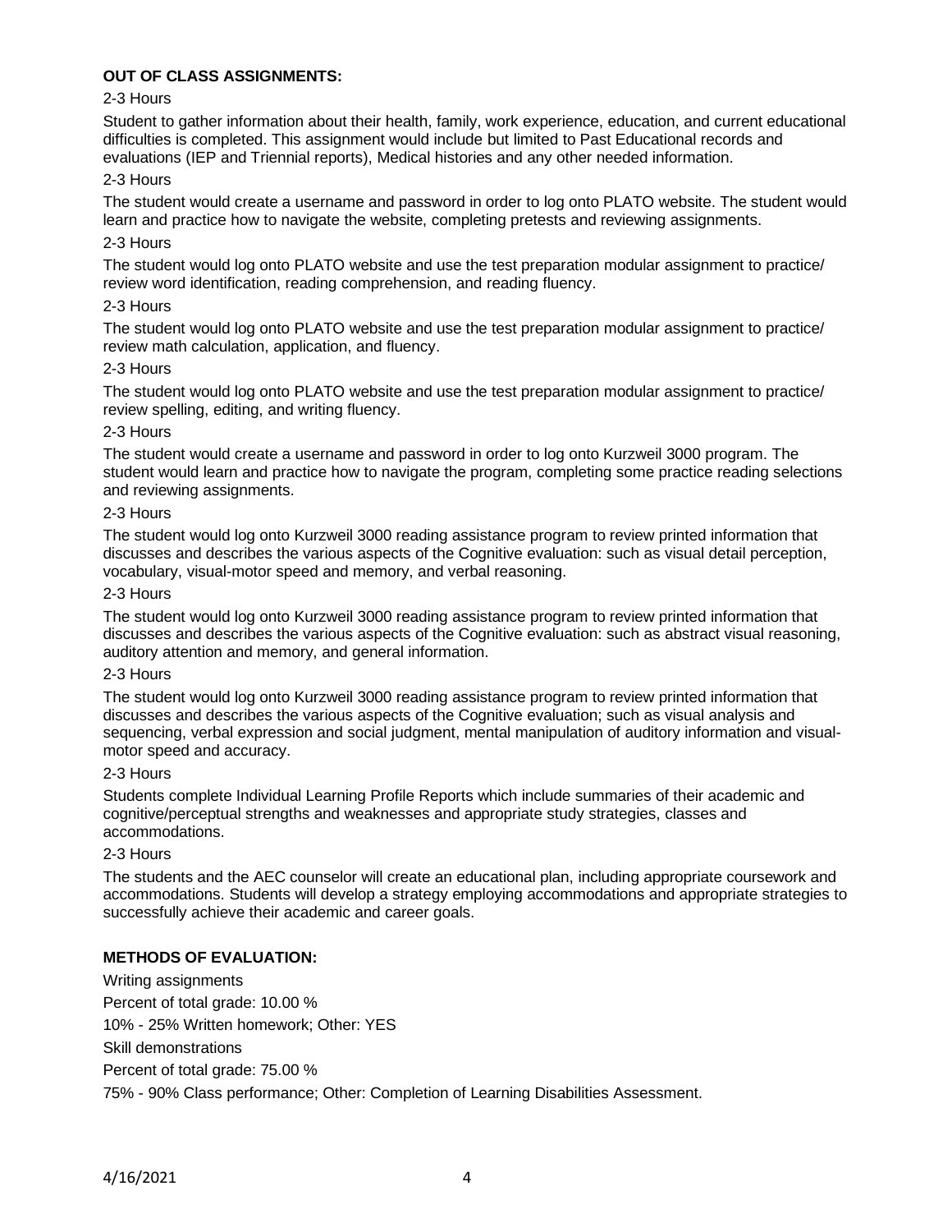**OUT OF CLASS ASSIGNMENTS:**

2-3 Hours

Student to gather information about their health, family, work experience, education, and current educational difficulties is completed. This assignment would include but limited to Past Educational records and evaluations (IEP and Triennial reports), Medical histories and any other needed information.

2-3 Hours

The student would create a username and password in order to log onto PLATO website. The student would learn and practice how to navigate the website, completing pretests and reviewing assignments.

2-3 Hours

The student would log onto PLATO website and use the test preparation modular assignment to practice/ review word identification, reading comprehension, and reading fluency.

2-3 Hours

The student would log onto PLATO website and use the test preparation modular assignment to practice/ review math calculation, application, and fluency.

2-3 Hours

The student would log onto PLATO website and use the test preparation modular assignment to practice/ review spelling, editing, and writing fluency.

2-3 Hours

The student would create a username and password in order to log onto Kurzweil 3000 program. The student would learn and practice how to navigate the program, completing some practice reading selections and reviewing assignments.

2-3 Hours

The student would log onto Kurzweil 3000 reading assistance program to review printed information that discusses and describes the various aspects of the Cognitive evaluation: such as visual detail perception, vocabulary, visual-motor speed and memory, and verbal reasoning.

2-3 Hours

The student would log onto Kurzweil 3000 reading assistance program to review printed information that discusses and describes the various aspects of the Cognitive evaluation: such as abstract visual reasoning, auditory attention and memory, and general information.

2-3 Hours

The student would log onto Kurzweil 3000 reading assistance program to review printed information that discusses and describes the various aspects of the Cognitive evaluation; such as visual analysis and sequencing, verbal expression and social judgment, mental manipulation of auditory information and visual-motor speed and accuracy.

2-3 Hours

Students complete Individual Learning Profile Reports which include summaries of their academic and cognitive/perceptual strengths and weaknesses and appropriate study strategies, classes and accommodations.

2-3 Hours

The students and the AEC counselor will create an educational plan, including appropriate coursework and accommodations. Students will develop a strategy employing accommodations and appropriate strategies to successfully achieve their academic and career goals.

**METHODS OF EVALUATION:**

Writing assignments

Percent of total grade: 10.00 %

10% - 25% Written homework; Other: YES

Skill demonstrations

Percent of total grade: 75.00 %

75% - 90% Class performance; Other: Completion of Learning Disabilities Assessment.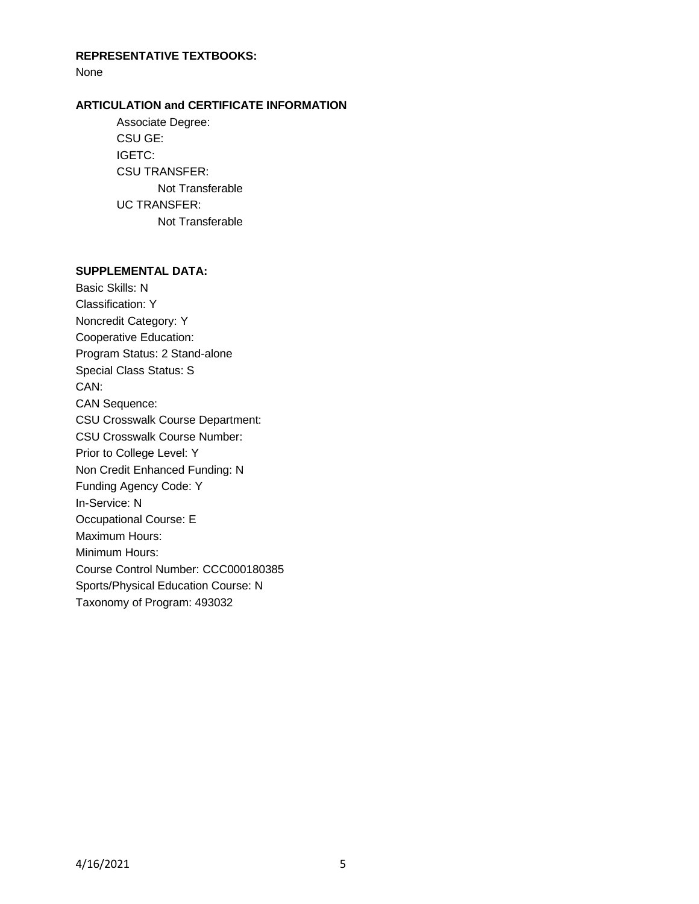**REPRESENTATIVE TEXTBOOKS:**

None

**ARTICULATION and CERTIFICATE INFORMATION**

Associate Degree:
CSU GE:
IGETC:
CSU TRANSFER:
Not Transferable
UC TRANSFER:
Not Transferable

**SUPPLEMENTAL DATA:**

Basic Skills: N
Classification: Y
Noncredit Category: Y
Cooperative Education:
Program Status: 2 Stand-alone
Special Class Status: S
CAN:
CAN Sequence:
CSU Crosswalk Course Department:
CSU Crosswalk Course Number:
Prior to College Level: Y
Non Credit Enhanced Funding: N
Funding Agency Code: Y
In-Service: N
Occupational Course: E
Maximum Hours:
Minimum Hours:
Course Control Number: CCC000180385
Sports/Physical Education Course: N
Taxonomy of Program: 493032